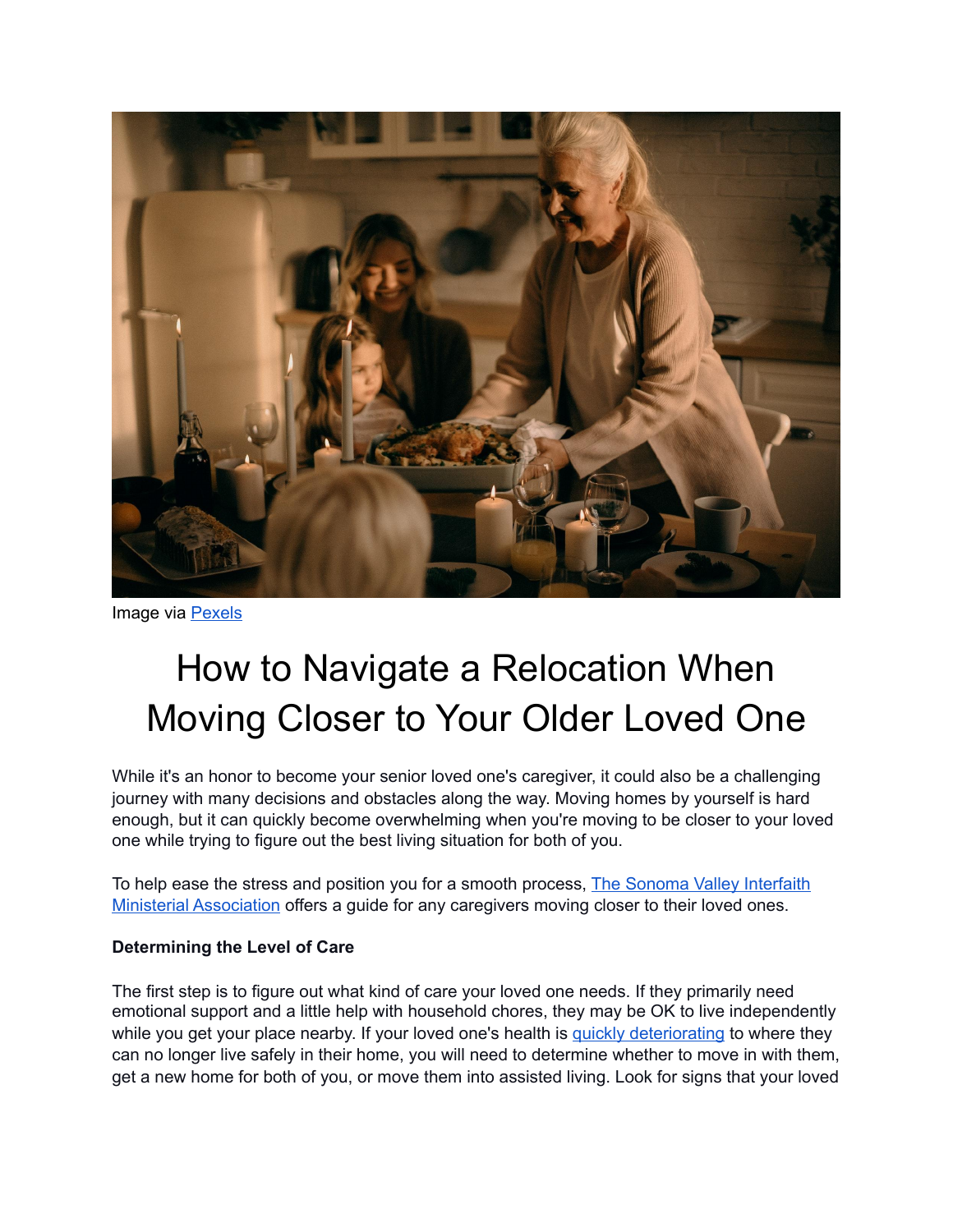Image via [Pexels](#)

# How to Navigate a Relocation When Moving Closer to Your Older Loved One

While it's an honor to become your senior loved one's caregiver, it could also be a challenging journey with many decisions and obstacles along the way. Moving homes by yourself is hard enough, but it can quickly become overwhelming when you're moving to be closer to your loved one while trying to figure out the best living situation for both of you.

To help ease the stress and position you for a smooth process, [The Sonoma Valley Interfaith Ministerial Association](#) offers a guide for any caregivers moving closer to their loved ones.

**Determining the Level of Care**

The first step is to figure out what kind of care your loved one needs. If they primarily need emotional support and a little help with household chores, they may be OK to live independently while you get your place nearby. If your loved one's health is [quickly deteriorating](#) to where they can no longer live safely in their home, you will need to determine whether to move in with them, get a new home for both of you, or move them into assisted living. Look for signs that your loved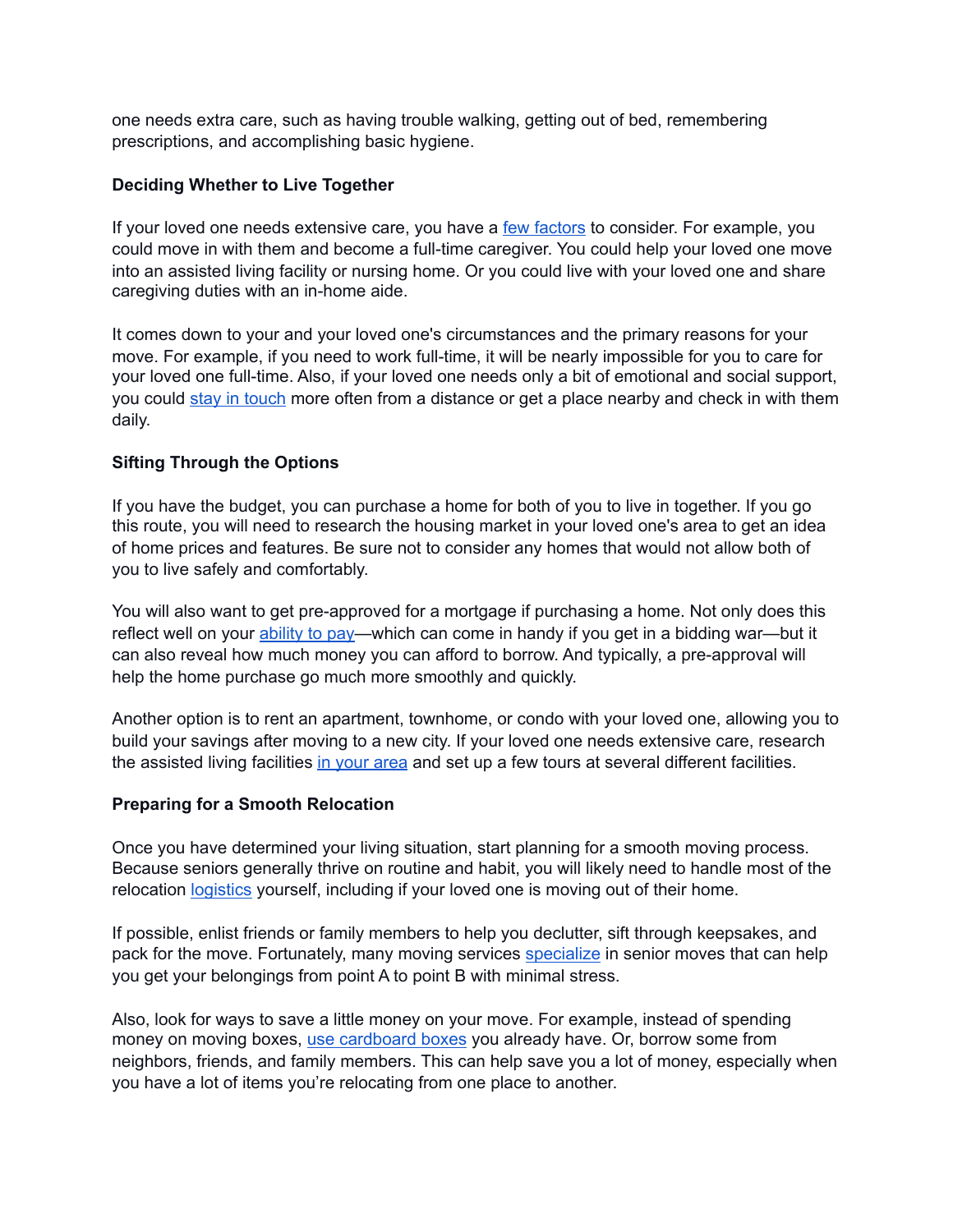one needs extra care, such as having trouble walking, getting out of bed, remembering prescriptions, and accomplishing basic hygiene.

**Deciding Whether to Live Together**

If your loved one needs extensive care, you have a few factors to consider. For example, you could move in with them and become a full-time caregiver. You could help your loved one move into an assisted living facility or nursing home. Or you could live with your loved one and share caregiving duties with an in-home aide.

It comes down to your and your loved one's circumstances and the primary reasons for your move. For example, if you need to work full-time, it will be nearly impossible for you to care for your loved one full-time. Also, if your loved one needs only a bit of emotional and social support, you could stay in touch more often from a distance or get a place nearby and check in with them daily.

**Sifting Through the Options**

If you have the budget, you can purchase a home for both of you to live in together. If you go this route, you will need to research the housing market in your loved one's area to get an idea of home prices and features. Be sure not to consider any homes that would not allow both of you to live safely and comfortably.

You will also want to get pre-approved for a mortgage if purchasing a home. Not only does this reflect well on your ability to pay—which can come in handy if you get in a bidding war—but it can also reveal how much money you can afford to borrow. And typically, a pre-approval will help the home purchase go much more smoothly and quickly.

Another option is to rent an apartment, townhome, or condo with your loved one, allowing you to build your savings after moving to a new city. If your loved one needs extensive care, research the assisted living facilities in your area and set up a few tours at several different facilities.

**Preparing for a Smooth Relocation**

Once you have determined your living situation, start planning for a smooth moving process. Because seniors generally thrive on routine and habit, you will likely need to handle most of the relocation logistics yourself, including if your loved one is moving out of their home.

If possible, enlist friends or family members to help you declutter, sift through keepsakes, and pack for the move. Fortunately, many moving services specialize in senior moves that can help you get your belongings from point A to point B with minimal stress.

Also, look for ways to save a little money on your move. For example, instead of spending money on moving boxes, use cardboard boxes you already have. Or, borrow some from neighbors, friends, and family members. This can help save you a lot of money, especially when you have a lot of items you're relocating from one place to another.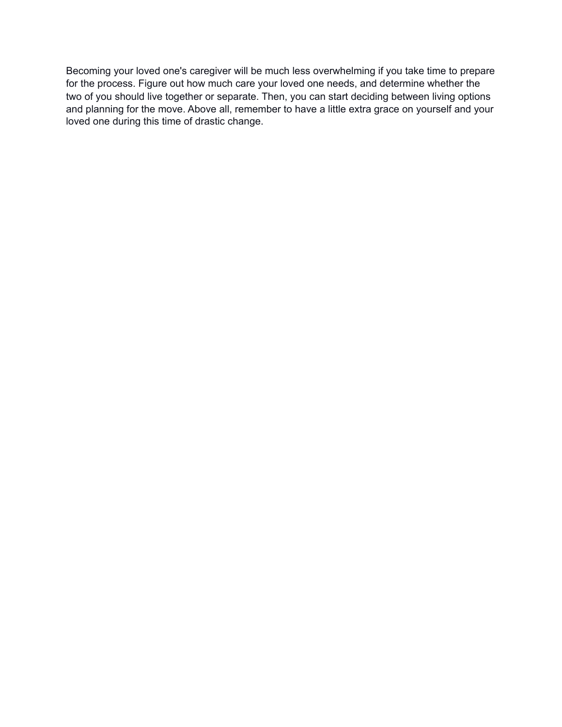Becoming your loved one's caregiver will be much less overwhelming if you take time to prepare for the process. Figure out how much care your loved one needs, and determine whether the two of you should live together or separate. Then, you can start deciding between living options and planning for the move. Above all, remember to have a little extra grace on yourself and your loved one during this time of drastic change.